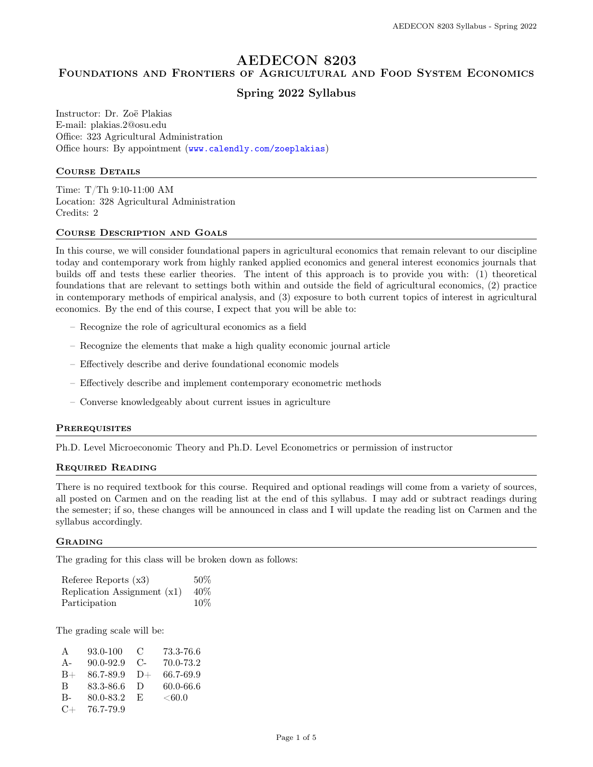# AEDECON 8203
## Foundations and Frontiers of Agricultural and Food System Economics

### Spring 2022 Syllabus

Instructor: Dr. Zoë Plakias
E-mail: plakias.2@osu.edu
Office: 323 Agricultural Administration
Office hours: By appointment (www.calendly.com/zoeplakias)

## Course Details

Time: T/Th 9:10-11:00 AM
Location: 328 Agricultural Administration
Credits: 2

## Course Description and Goals

In this course, we will consider foundational papers in agricultural economics that remain relevant to our discipline today and contemporary work from highly ranked applied economics and general interest economics journals that builds off and tests these earlier theories. The intent of this approach is to provide you with: (1) theoretical foundations that are relevant to settings both within and outside the field of agricultural economics, (2) practice in contemporary methods of empirical analysis, and (3) exposure to both current topics of interest in agricultural economics. By the end of this course, I expect that you will be able to:

- Recognize the role of agricultural economics as a field
- Recognize the elements that make a high quality economic journal article
- Effectively describe and derive foundational economic models
- Effectively describe and implement contemporary econometric methods
- Converse knowledgeably about current issues in agriculture

## Prerequisites

Ph.D. Level Microeconomic Theory and Ph.D. Level Econometrics or permission of instructor

## Required Reading

There is no required textbook for this course. Required and optional readings will come from a variety of sources, all posted on Carmen and on the reading list at the end of this syllabus. I may add or subtract readings during the semester; if so, these changes will be announced in class and I will update the reading list on Carmen and the syllabus accordingly.

## Grading

The grading for this class will be broken down as follows:

| | |
|---|---|
| Referee Reports (x3) | 50% |
| Replication Assignment (x1) | 40% |
| Participation | 10% |

The grading scale will be:

| | | | |
|---|---|---|---|
| A | 93.0-100 | C | 73.3-76.6 |
| A- | 90.0-92.9 | C- | 70.0-73.2 |
| B+ | 86.7-89.9 | D+ | 66.7-69.9 |
| B | 83.3-86.6 | D | 60.0-66.6 |
| B- | 80.0-83.2 | E | <60.0 |
| C+ | 76.7-79.9 | | |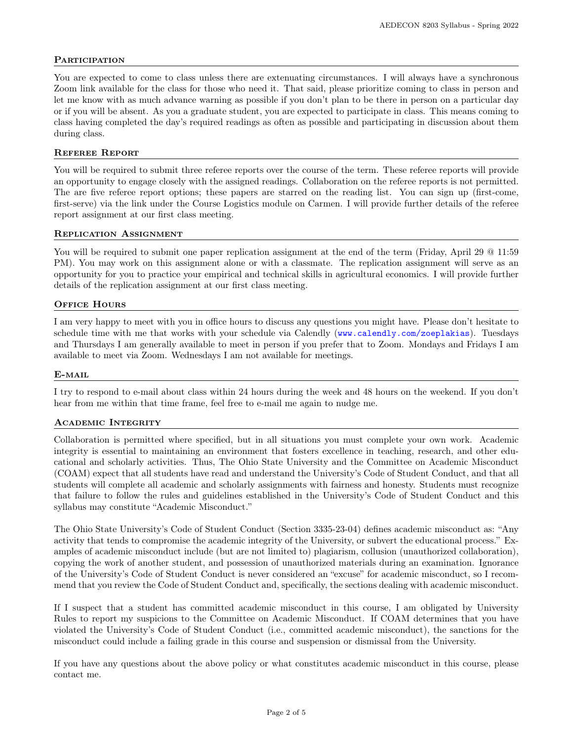## Participation

You are expected to come to class unless there are extenuating circumstances. I will always have a synchronous Zoom link available for the class for those who need it. That said, please prioritize coming to class in person and let me know with as much advance warning as possible if you don't plan to be there in person on a particular day or if you will be absent. As you a graduate student, you are expected to participate in class. This means coming to class having completed the day's required readings as often as possible and participating in discussion about them during class.

## Referee Report

You will be required to submit three referee reports over the course of the term. These referee reports will provide an opportunity to engage closely with the assigned readings. Collaboration on the referee reports is not permitted. The are five referee report options; these papers are starred on the reading list. You can sign up (first-come, first-serve) via the link under the Course Logistics module on Carmen. I will provide further details of the referee report assignment at our first class meeting.

## Replication Assignment

You will be required to submit one paper replication assignment at the end of the term (Friday, April 29 @ 11:59 PM). You may work on this assignment alone or with a classmate. The replication assignment will serve as an opportunity for you to practice your empirical and technical skills in agricultural economics. I will provide further details of the replication assignment at our first class meeting.

## Office Hours

I am very happy to meet with you in office hours to discuss any questions you might have. Please don't hesitate to schedule time with me that works with your schedule via Calendly (www.calendly.com/zoeplakias). Tuesdays and Thursdays I am generally available to meet in person if you prefer that to Zoom. Mondays and Fridays I am available to meet via Zoom. Wednesdays I am not available for meetings.

## E-mail

I try to respond to e-mail about class within 24 hours during the week and 48 hours on the weekend. If you don't hear from me within that time frame, feel free to e-mail me again to nudge me.

## Academic Integrity

Collaboration is permitted where specified, but in all situations you must complete your own work. Academic integrity is essential to maintaining an environment that fosters excellence in teaching, research, and other educational and scholarly activities. Thus, The Ohio State University and the Committee on Academic Misconduct (COAM) expect that all students have read and understand the University's Code of Student Conduct, and that all students will complete all academic and scholarly assignments with fairness and honesty. Students must recognize that failure to follow the rules and guidelines established in the University's Code of Student Conduct and this syllabus may constitute "Academic Misconduct."

The Ohio State University's Code of Student Conduct (Section 3335-23-04) defines academic misconduct as: "Any activity that tends to compromise the academic integrity of the University, or subvert the educational process." Examples of academic misconduct include (but are not limited to) plagiarism, collusion (unauthorized collaboration), copying the work of another student, and possession of unauthorized materials during an examination. Ignorance of the University's Code of Student Conduct is never considered an "excuse" for academic misconduct, so I recommend that you review the Code of Student Conduct and, specifically, the sections dealing with academic misconduct.

If I suspect that a student has committed academic misconduct in this course, I am obligated by University Rules to report my suspicions to the Committee on Academic Misconduct. If COAM determines that you have violated the University's Code of Student Conduct (i.e., committed academic misconduct), the sanctions for the misconduct could include a failing grade in this course and suspension or dismissal from the University.

If you have any questions about the above policy or what constitutes academic misconduct in this course, please contact me.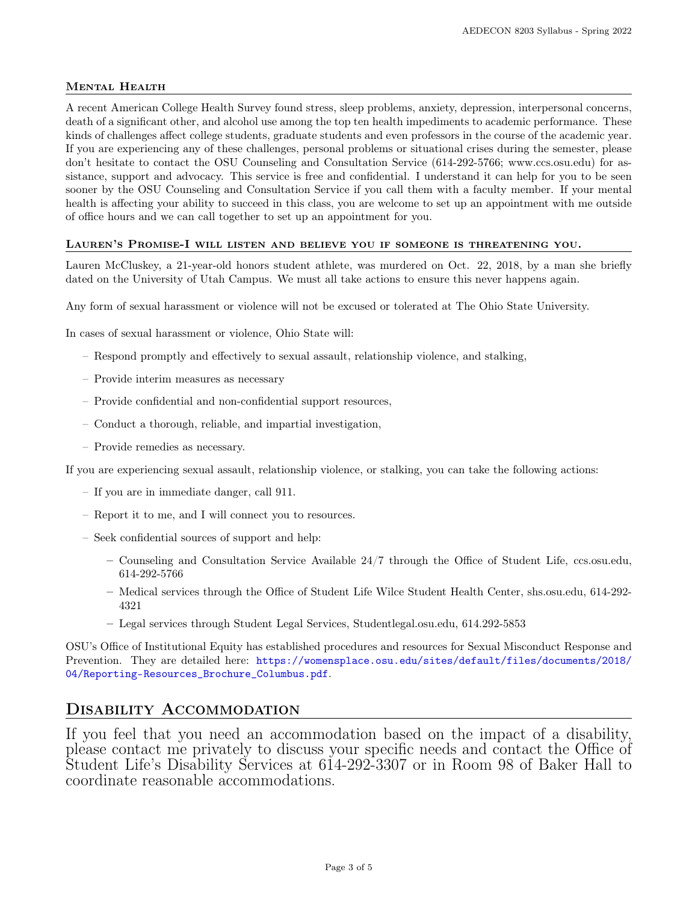### Mental Health

A recent American College Health Survey found stress, sleep problems, anxiety, depression, interpersonal concerns, death of a significant other, and alcohol use among the top ten health impediments to academic performance. These kinds of challenges affect college students, graduate students and even professors in the course of the academic year. If you are experiencing any of these challenges, personal problems or situational crises during the semester, please don't hesitate to contact the OSU Counseling and Consultation Service (614-292-5766; www.ccs.osu.edu) for assistance, support and advocacy. This service is free and confidential. I understand it can help for you to be seen sooner by the OSU Counseling and Consultation Service if you call them with a faculty member. If your mental health is affecting your ability to succeed in this class, you are welcome to set up an appointment with me outside of office hours and we can call together to set up an appointment for you.

### Lauren's Promise-I will listen and believe you if someone is threatening you.

Lauren McCluskey, a 21-year-old honors student athlete, was murdered on Oct. 22, 2018, by a man she briefly dated on the University of Utah Campus. We must all take actions to ensure this never happens again.

Any form of sexual harassment or violence will not be excused or tolerated at The Ohio State University.

In cases of sexual harassment or violence, Ohio State will:

- Respond promptly and effectively to sexual assault, relationship violence, and stalking,
- Provide interim measures as necessary
- Provide confidential and non-confidential support resources,
- Conduct a thorough, reliable, and impartial investigation,
- Provide remedies as necessary.

If you are experiencing sexual assault, relationship violence, or stalking, you can take the following actions:

- If you are in immediate danger, call 911.
- Report it to me, and I will connect you to resources.
- Seek confidential sources of support and help:
  - Counseling and Consultation Service Available 24/7 through the Office of Student Life, ccs.osu.edu, 614-292-5766
  - Medical services through the Office of Student Life Wilce Student Health Center, shs.osu.edu, 614-292-4321
  - Legal services through Student Legal Services, Studentlegal.osu.edu, 614.292-5853

OSU's Office of Institutional Equity has established procedures and resources for Sexual Misconduct Response and Prevention. They are detailed here: https://womensplace.osu.edu/sites/default/files/documents/2018/04/Reporting-Resources_Brochure_Columbus.pdf.

## Disability Accommodation

If you feel that you need an accommodation based on the impact of a disability, please contact me privately to discuss your specific needs and contact the Office of Student Life's Disability Services at 614-292-3307 or in Room 98 of Baker Hall to coordinate reasonable accommodations.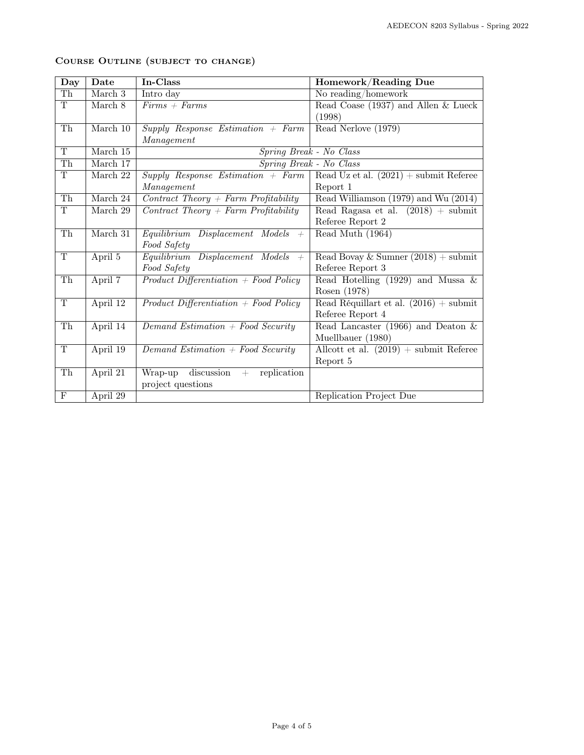## Course Outline (subject to change)

| Day | Date | In-Class | Homework/Reading Due |
|---|---|---|---|
| Th | March 3 | Intro day | No reading/homework |
| T | March 8 | *Firms + Farms* | Read Coase (1937) and Allen & Lueck (1998) |
| Th | March 10 | *Supply Response Estimation + Farm Management* | Read Nerlove (1979) |
| T | March 15 | *Spring Break - No Class* | |
| Th | March 17 | *Spring Break - No Class* | |
| T | March 22 | *Supply Response Estimation + Farm Management* | Read Uz et al. (2021) + submit Referee Report 1 |
| Th | March 24 | *Contract Theory + Farm Profitability* | Read Williamson (1979) and Wu (2014) |
| T | March 29 | *Contract Theory + Farm Profitability* | Read Ragasa et al. (2018) + submit Referee Report 2 |
| Th | March 31 | *Equilibrium Displacement Models + Food Safety* | Read Muth (1964) |
| T | April 5 | *Equilibrium Displacement Models + Food Safety* | Read Bovay & Sumner (2018) + submit Referee Report 3 |
| Th | April 7 | *Product Differentiation + Food Policy* | Read Hotelling (1929) and Mussa & Rosen (1978) |
| T | April 12 | *Product Differentiation + Food Policy* | Read Réquillart et al. (2016) + submit Referee Report 4 |
| Th | April 14 | *Demand Estimation + Food Security* | Read Lancaster (1966) and Deaton & Muellbauer (1980) |
| T | April 19 | *Demand Estimation + Food Security* | Allcott et al. (2019) + submit Referee Report 5 |
| Th | April 21 | Wrap-up discussion + replication project questions | |
| F | April 29 | | Replication Project Due |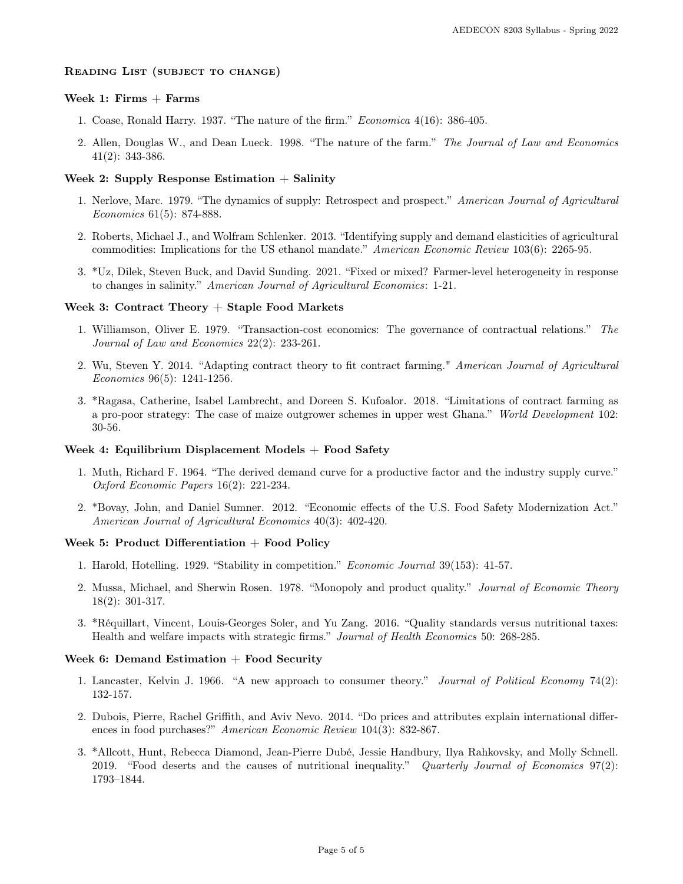## Reading List (subject to change)

### Week 1: Firms + Farms

1. Coase, Ronald Harry. 1937. "The nature of the firm." *Economica* 4(16): 386-405.
2. Allen, Douglas W., and Dean Lueck. 1998. "The nature of the farm." *The Journal of Law and Economics* 41(2): 343-386.

### Week 2: Supply Response Estimation + Salinity

1. Nerlove, Marc. 1979. "The dynamics of supply: Retrospect and prospect." *American Journal of Agricultural Economics* 61(5): 874-888.
2. Roberts, Michael J., and Wolfram Schlenker. 2013. "Identifying supply and demand elasticities of agricultural commodities: Implications for the US ethanol mandate." *American Economic Review* 103(6): 2265-95.
3. *Uz, Dilek, Steven Buck, and David Sunding. 2021. "Fixed or mixed? Farmer-level heterogeneity in response to changes in salinity." *American Journal of Agricultural Economics*: 1-21.

### Week 3: Contract Theory + Staple Food Markets

1. Williamson, Oliver E. 1979. "Transaction-cost economics: The governance of contractual relations." *The Journal of Law and Economics* 22(2): 233-261.
2. Wu, Steven Y. 2014. "Adapting contract theory to fit contract farming." *American Journal of Agricultural Economics* 96(5): 1241-1256.
3. *Ragasa, Catherine, Isabel Lambrecht, and Doreen S. Kufoalor. 2018. "Limitations of contract farming as a pro-poor strategy: The case of maize outgrower schemes in upper west Ghana." *World Development* 102: 30-56.

### Week 4: Equilibrium Displacement Models + Food Safety

1. Muth, Richard F. 1964. "The derived demand curve for a productive factor and the industry supply curve." *Oxford Economic Papers* 16(2): 221-234.
2. *Bovay, John, and Daniel Sumner. 2012. "Economic effects of the U.S. Food Safety Modernization Act." *American Journal of Agricultural Economics* 40(3): 402-420.

### Week 5: Product Differentiation + Food Policy

1. Harold, Hotelling. 1929. "Stability in competition." *Economic Journal* 39(153): 41-57.
2. Mussa, Michael, and Sherwin Rosen. 1978. "Monopoly and product quality." *Journal of Economic Theory* 18(2): 301-317.
3. *Réquillart, Vincent, Louis-Georges Soler, and Yu Zang. 2016. "Quality standards versus nutritional taxes: Health and welfare impacts with strategic firms." *Journal of Health Economics* 50: 268-285.

### Week 6: Demand Estimation + Food Security

1. Lancaster, Kelvin J. 1966. "A new approach to consumer theory." *Journal of Political Economy* 74(2): 132-157.
2. Dubois, Pierre, Rachel Griffith, and Aviv Nevo. 2014. "Do prices and attributes explain international differences in food purchases?" *American Economic Review* 104(3): 832-867.
3. *Allcott, Hunt, Rebecca Diamond, Jean-Pierre Dubé, Jessie Handbury, Ilya Rahkovsky, and Molly Schnell. 2019. "Food deserts and the causes of nutritional inequality." *Quarterly Journal of Economics* 97(2): 1793–1844.